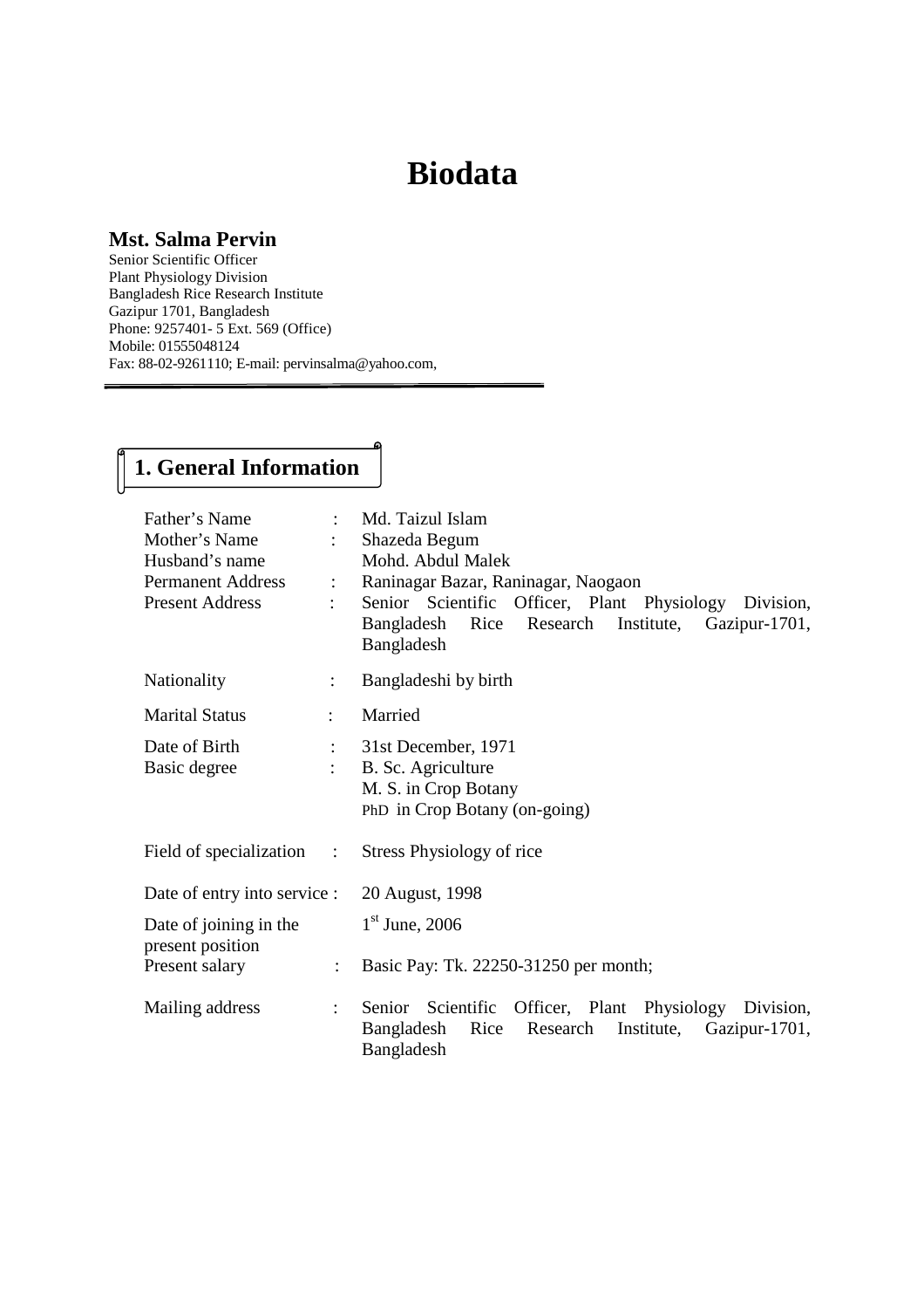# Biodata

**Mst. Salma Pervin**
Senior Scientific Officer
Plant Physiology Division
Bangladesh Rice Research Institute
Gazipur 1701, Bangladesh
Phone: 9257401- 5 Ext. 569 (Office)
Mobile: 01555048124
Fax: 88-02-9261110; E-mail: pervinsalma@yahoo.com,

---

## 1. General Information

| | | |
|---|---|---|
| Father's Name | : | Md. Taizul Islam |
| Mother's Name | : | Shazeda Begum |
| Husband's name | | Mohd. Abdul Malek |
| Permanent Address | : | Raninagar Bazar, Raninagar, Naogaon |
| Present Address | : | Senior Scientific Officer, Plant Physiology Division, Bangladesh Rice Research Institute, Gazipur-1701, Bangladesh |
| Nationality | : | Bangladeshi by birth |
| Marital Status | : | Married |
| Date of Birth | : | 31st December, 1971 |
| Basic degree | : | B. Sc. Agriculture<br>M. S. in Crop Botany<br>PhD in Crop Botany (on-going) |
| Field of specialization | : | Stress Physiology of rice |
| Date of entry into service | : | 20 August, 1998 |
| Date of joining in the present position | | 1st June, 2006 |
| Present salary | : | Basic Pay: Tk. 22250-31250 per month; |
| Mailing address | : | Senior Scientific Officer, Plant Physiology Division, Bangladesh Rice Research Institute, Gazipur-1701, Bangladesh |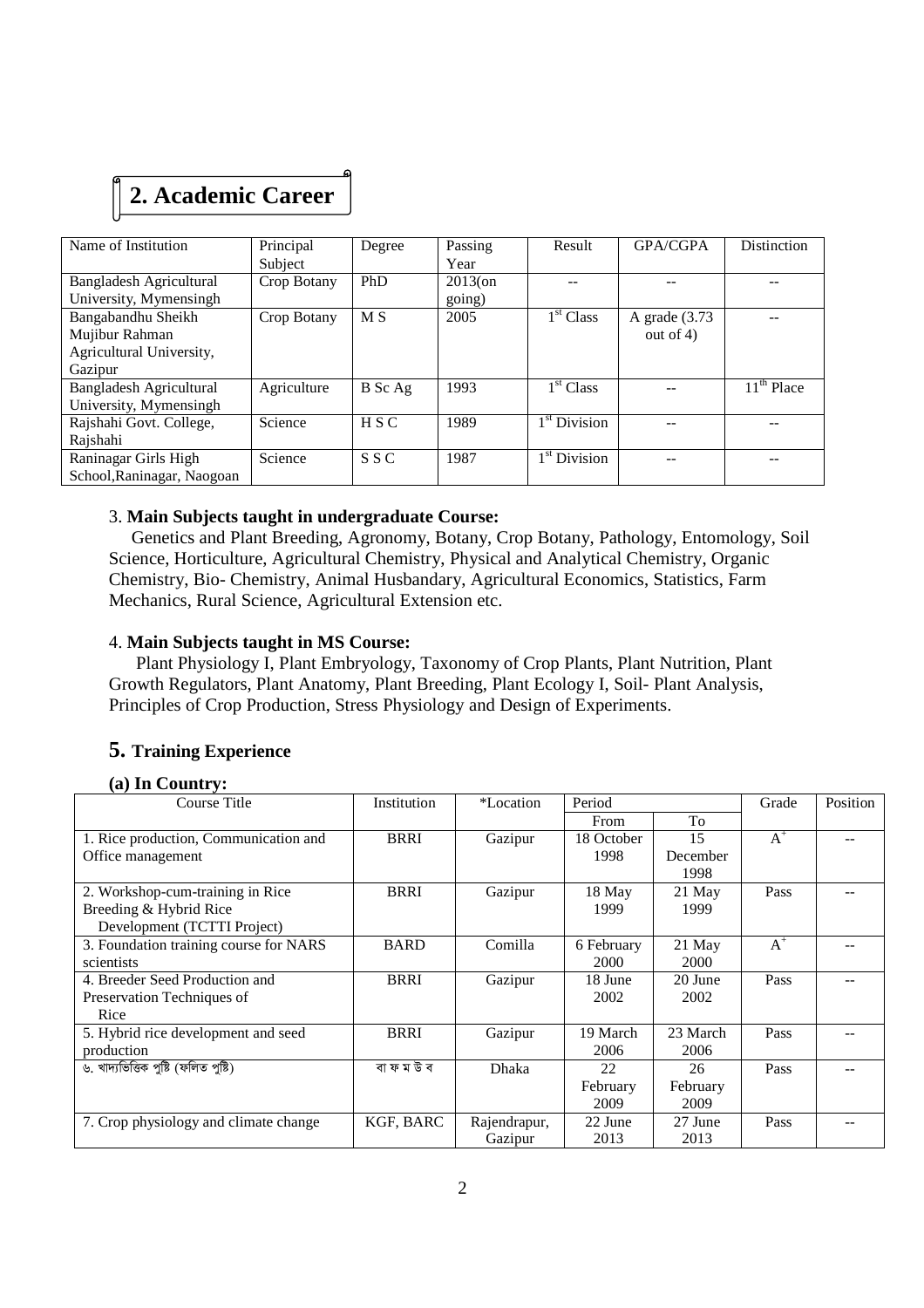## 2. Academic Career

| Name of Institution | Principal Subject | Degree | Passing Year | Result | GPA/CGPA | Distinction |
|---|---|---|---|---|---|---|
| Bangladesh Agricultural University, Mymensingh | Crop Botany | PhD | 2013(on going) | -- | -- | -- |
| Bangabandhu Sheikh Mujibur Rahman Agricultural University, Gazipur | Crop Botany | M S | 2005 | 1st Class | A grade (3.73 out of 4) | -- |
| Bangladesh Agricultural University, Mymensingh | Agriculture | B Sc Ag | 1993 | 1st Class | -- | 11th Place |
| Rajshahi Govt. College, Rajshahi | Science | H S C | 1989 | 1st Division | -- | -- |
| Raninagar Girls High School,Raninagar, Naogoan | Science | S S C | 1987 | 1st Division | -- | -- |

3. **Main Subjects taught in undergraduate Course:**

Genetics and Plant Breeding, Agronomy, Botany, Crop Botany, Pathology, Entomology, Soil Science, Horticulture, Agricultural Chemistry, Physical and Analytical Chemistry, Organic Chemistry, Bio- Chemistry, Animal Husbandary, Agricultural Economics, Statistics, Farm Mechanics, Rural Science, Agricultural Extension etc.

4. **Main Subjects taught in MS Course:**

Plant Physiology I, Plant Embryology, Taxonomy of Crop Plants, Plant Nutrition, Plant Growth Regulators, Plant Anatomy, Plant Breeding, Plant Ecology I, Soil- Plant Analysis, Principles of Crop Production, Stress Physiology and Design of Experiments.

## 5. Training Experience

**(a) In Country:**

| Course Title | Institution | *Location | Period | | Grade | Position |
|---|---|---|---|---|---|---|
| | | | From | To | | |
| 1. Rice production, Communication and Office management | BRRI | Gazipur | 18 October 1998 | 15 December 1998 | A+ | -- |
| 2. Workshop-cum-training in Rice Breeding & Hybrid Rice Development (TCTTI Project) | BRRI | Gazipur | 18 May 1999 | 21 May 1999 | Pass | -- |
| 3. Foundation training course for NARS scientists | BARD | Comilla | 6 February 2000 | 21 May 2000 | A+ | -- |
| 4. Breeder Seed Production and Preservation Techniques of Rice | BRRI | Gazipur | 18 June 2002 | 20 June 2002 | Pass | -- |
| 5. Hybrid rice development and seed production | BRRI | Gazipur | 19 March 2006 | 23 March 2006 | Pass | -- |
| ৬. খাদ্যভিত্তিক পুষ্টি (ফলিত পুষ্টি) | বা ফ ম উ ব | Dhaka | 22 February 2009 | 26 February 2009 | Pass | -- |
| 7. Crop physiology and climate change | KGF, BARC | Rajendrapur, Gazipur | 22 June 2013 | 27 June 2013 | Pass | -- |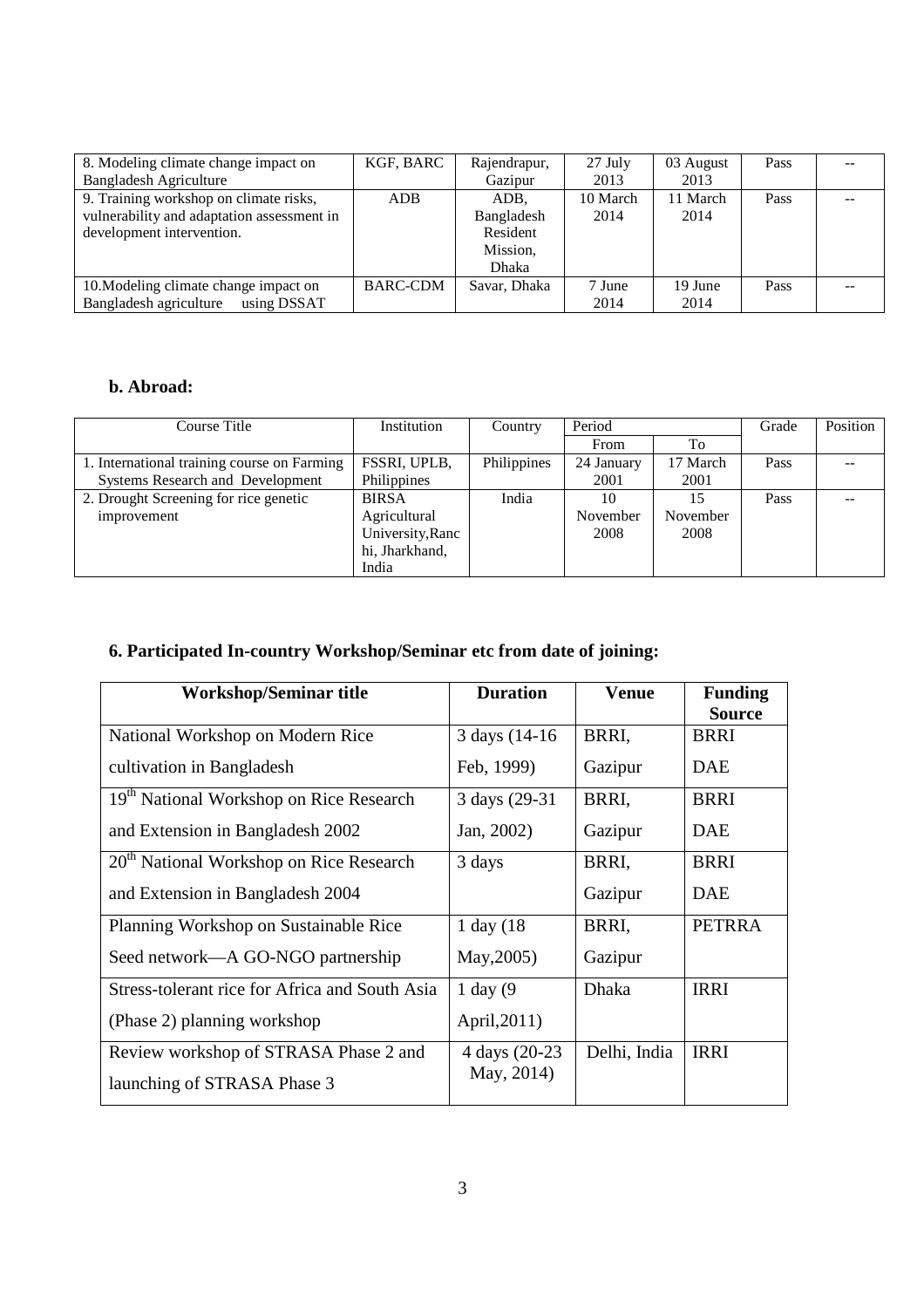| 8. Modeling climate change impact on Bangladesh Agriculture | KGF, BARC | Rajendrapur, Gazipur | 27 July 2013 | 03 August 2013 | Pass | -- |
|---|---|---|---|---|---|---|
| 9. Training workshop on climate risks, vulnerability and adaptation assessment in development intervention. | ADB | ADB, Bangladesh Resident Mission, Dhaka | 10 March 2014 | 11 March 2014 | Pass | -- |
| 10.Modeling climate change impact on Bangladesh agriculture using DSSAT | BARC-CDM | Savar, Dhaka | 7 June 2014 | 19 June 2014 | Pass | -- |

**b. Abroad:**

| Course Title | Institution | Country | Period | | Grade | Position |
|---|---|---|---|---|---|---|
| | | | From | To | | |
| 1. International training course on Farming Systems Research and Development | FSSRI, UPLB, Philippines | Philippines | 24 January 2001 | 17 March 2001 | Pass | -- |
| 2. Drought Screening for rice genetic improvement | BIRSA Agricultural University,Ranchi, Jharkhand, India | India | 10 November 2008 | 15 November 2008 | Pass | -- |

## 6. Participated In-country Workshop/Seminar etc from date of joining:

| Workshop/Seminar title | Duration | Venue | Funding Source |
|---|---|---|---|
| National Workshop on Modern Rice cultivation in Bangladesh | 3 days (14-16 Feb, 1999) | BRRI, Gazipur | BRRI DAE |
| 19th National Workshop on Rice Research and Extension in Bangladesh 2002 | 3 days (29-31 Jan, 2002) | BRRI, Gazipur | BRRI DAE |
| 20th National Workshop on Rice Research and Extension in Bangladesh 2004 | 3 days | BRRI, Gazipur | BRRI DAE |
| Planning Workshop on Sustainable Rice Seed network—A GO-NGO partnership | 1 day (18 May,2005) | BRRI, Gazipur | PETRRA |
| Stress-tolerant rice for Africa and South Asia (Phase 2) planning workshop | 1 day (9 April,2011) | Dhaka | IRRI |
| Review workshop of STRASA Phase 2 and launching of STRASA Phase 3 | 4 days (20-23 May, 2014) | Delhi, India | IRRI |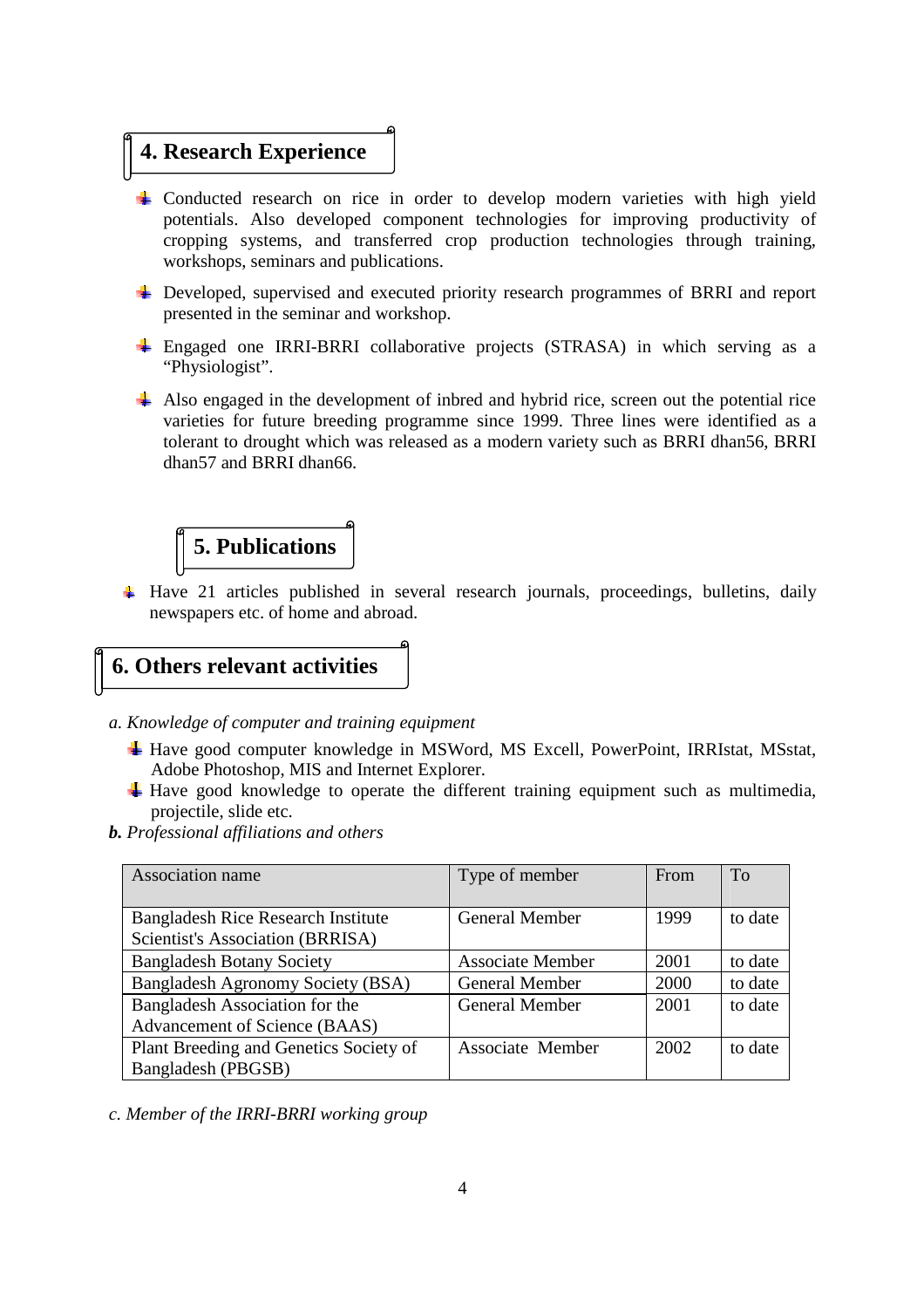## 4. Research Experience

- Conducted research on rice in order to develop modern varieties with high yield potentials. Also developed component technologies for improving productivity of cropping systems, and transferred crop production technologies through training, workshops, seminars and publications.
- Developed, supervised and executed priority research programmes of BRRI and report presented in the seminar and workshop.
- Engaged one IRRI-BRRI collaborative projects (STRASA) in which serving as a "Physiologist".
- Also engaged in the development of inbred and hybrid rice, screen out the potential rice varieties for future breeding programme since 1999. Three lines were identified as a tolerant to drought which was released as a modern variety such as BRRI dhan56, BRRI dhan57 and BRRI dhan66.

## 5. Publications

- Have 21 articles published in several research journals, proceedings, bulletins, daily newspapers etc. of home and abroad.

## 6. Others relevant activities

*a. Knowledge of computer and training equipment*

- Have good computer knowledge in MSWord, MS Excell, PowerPoint, IRRIstat, MSstat, Adobe Photoshop, MIS and Internet Explorer.
- Have good knowledge to operate the different training equipment such as multimedia, projectile, slide etc.

***b.** Professional affiliations and others*

| Association name | Type of member | From | To |
|---|---|---|---|
| Bangladesh Rice Research Institute Scientist's Association (BRRISA) | General Member | 1999 | to date |
| Bangladesh Botany Society | Associate Member | 2001 | to date |
| Bangladesh Agronomy Society (BSA) | General Member | 2000 | to date |
| Bangladesh Association for the Advancement of Science (BAAS) | General Member | 2001 | to date |
| Plant Breeding and Genetics Society of Bangladesh (PBGSB) | Associate Member | 2002 | to date |

*c. Member of the IRRI-BRRI working group*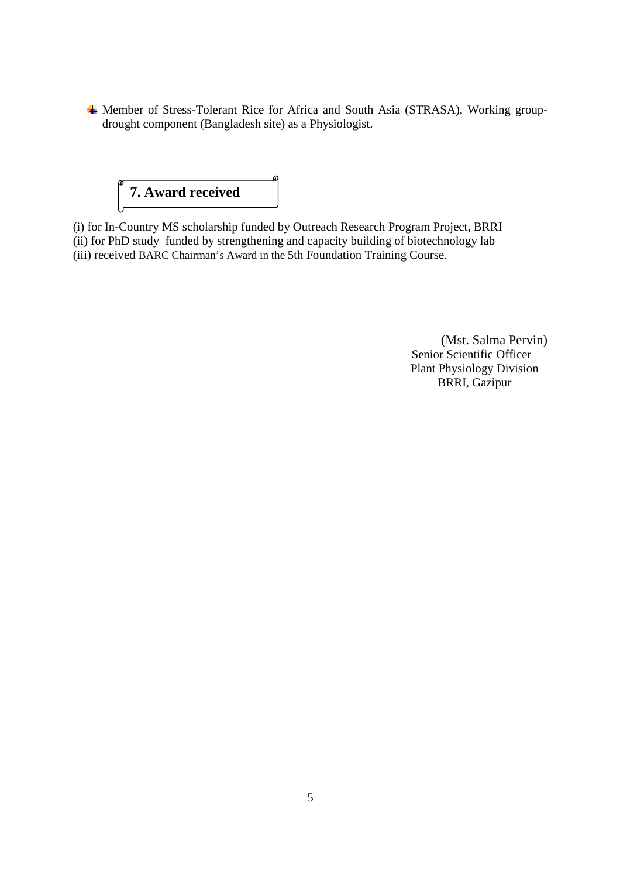- Member of Stress-Tolerant Rice for Africa and South Asia (STRASA), Working group-drought component (Bangladesh site) as a Physiologist.

## 7. Award received

(i) for In-Country MS scholarship funded by Outreach Research Program Project, BRRI
(ii) for PhD study funded by strengthening and capacity building of biotechnology lab
(iii) received BARC Chairman's Award in the 5th Foundation Training Course.

(Mst. Salma Pervin)
Senior Scientific Officer
Plant Physiology Division
BRRI, Gazipur